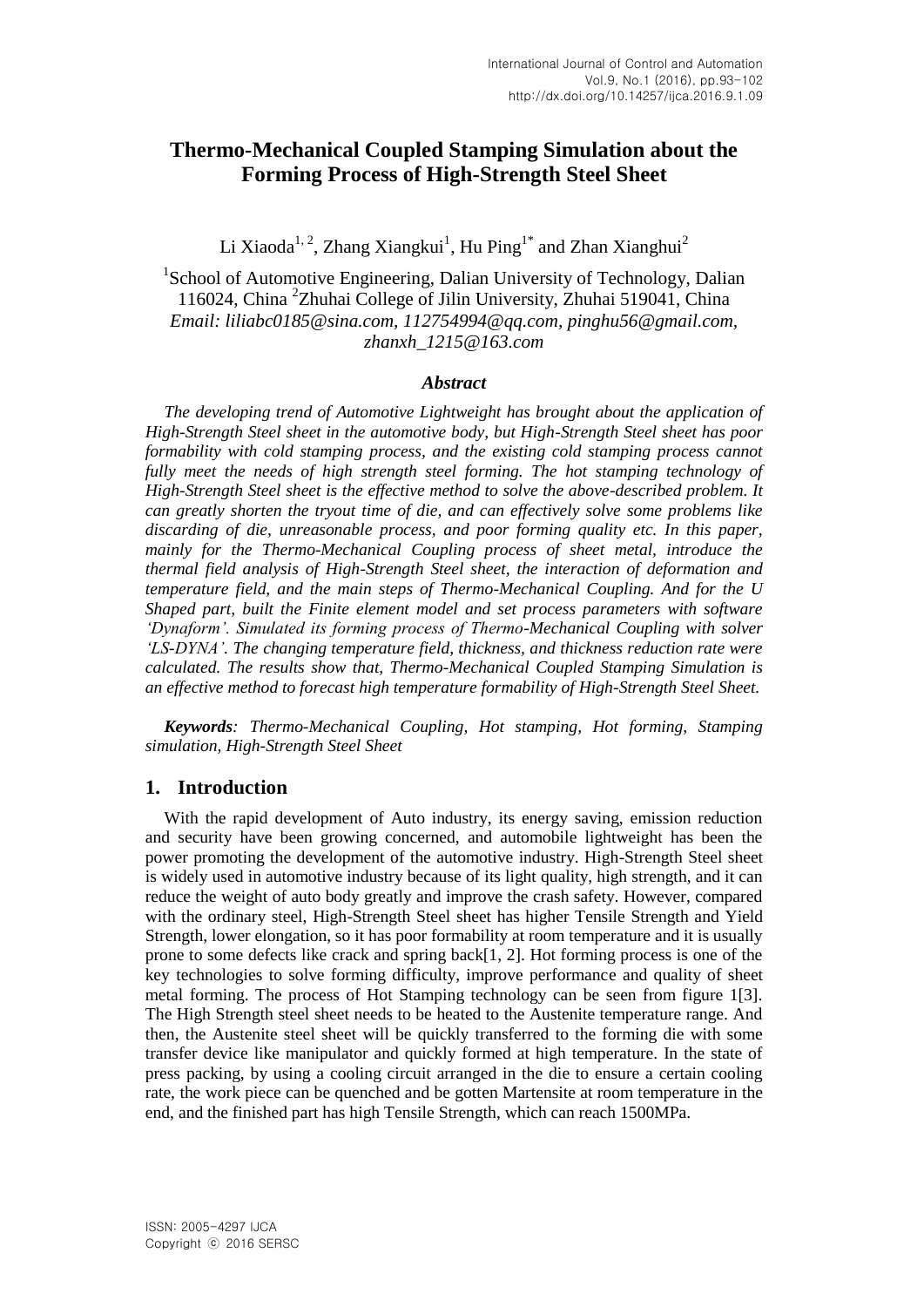# Thermo-Mechanical Coupled Stamping Simulation about the Forming Process of High-Strength Steel Sheet

Li Xiaoda[1,2], Zhang Xiangkui[1], Hu Ping[1*] and Zhan Xianghui[2]

[1]School of Automotive Engineering, Dalian University of Technology, Dalian 116024, China [2]Zhuhai College of Jilin University, Zhuhai 519041, China
*Email: liliabc0185@sina.com, 112754994@qq.com, pinghu56@gmail.com, zhanxh_1215@163.com*

### *Abstract*

*The developing trend of Automotive Lightweight has brought about the application of High-Strength Steel sheet in the automotive body, but High-Strength Steel sheet has poor formability with cold stamping process, and the existing cold stamping process cannot fully meet the needs of high strength steel forming. The hot stamping technology of High-Strength Steel sheet is the effective method to solve the above-described problem. It can greatly shorten the tryout time of die, and can effectively solve some problems like discarding of die, unreasonable process, and poor forming quality etc. In this paper, mainly for the Thermo-Mechanical Coupling process of sheet metal, introduce the thermal field analysis of High-Strength Steel sheet, the interaction of deformation and temperature field, and the main steps of Thermo-Mechanical Coupling. And for the U Shaped part, built the Finite element model and set process parameters with software 'Dynaform'. Simulated its forming process of Thermo-Mechanical Coupling with solver 'LS-DYNA'. The changing temperature field, thickness, and thickness reduction rate were calculated. The results show that, Thermo-Mechanical Coupled Stamping Simulation is an effective method to forecast high temperature formability of High-Strength Steel Sheet.*

***Keywords**: Thermo-Mechanical Coupling, Hot stamping, Hot forming, Stamping simulation, High-Strength Steel Sheet*

## 1. Introduction

With the rapid development of Auto industry, its energy saving, emission reduction and security have been growing concerned, and automobile lightweight has been the power promoting the development of the automotive industry. High-Strength Steel sheet is widely used in automotive industry because of its light quality, high strength, and it can reduce the weight of auto body greatly and improve the crash safety. However, compared with the ordinary steel, High-Strength Steel sheet has higher Tensile Strength and Yield Strength, lower elongation, so it has poor formability at room temperature and it is usually prone to some defects like crack and spring back[1, 2]. Hot forming process is one of the key technologies to solve forming difficulty, improve performance and quality of sheet metal forming. The process of Hot Stamping technology can be seen from figure 1[3]. The High Strength steel sheet needs to be heated to the Austenite temperature range. And then, the Austenite steel sheet will be quickly transferred to the forming die with some transfer device like manipulator and quickly formed at high temperature. In the state of press packing, by using a cooling circuit arranged in the die to ensure a certain cooling rate, the work piece can be quenched and be gotten Martensite at room temperature in the end, and the finished part has high Tensile Strength, which can reach 1500MPa.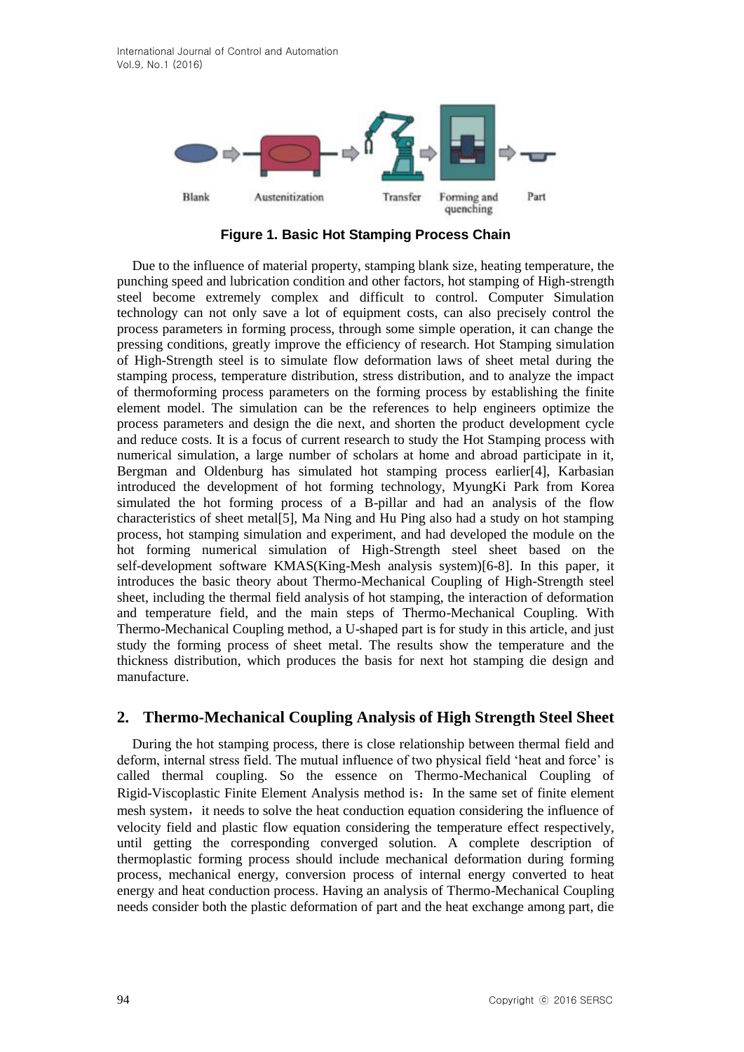Figure 1. Basic Hot Stamping Process Chain

Due to the influence of material property, stamping blank size, heating temperature, the punching speed and lubrication condition and other factors, hot stamping of High-strength steel become extremely complex and difficult to control. Computer Simulation technology can not only save a lot of equipment costs, can also precisely control the process parameters in forming process, through some simple operation, it can change the pressing conditions, greatly improve the efficiency of research. Hot Stamping simulation of High-Strength steel is to simulate flow deformation laws of sheet metal during the stamping process, temperature distribution, stress distribution, and to analyze the impact of thermoforming process parameters on the forming process by establishing the finite element model. The simulation can be the references to help engineers optimize the process parameters and design the die next, and shorten the product development cycle and reduce costs. It is a focus of current research to study the Hot Stamping process with numerical simulation, a large number of scholars at home and abroad participate in it, Bergman and Oldenburg has simulated hot stamping process earlier[4], Karbasian introduced the development of hot forming technology, MyungKi Park from Korea simulated the hot forming process of a B-pillar and had an analysis of the flow characteristics of sheet metal[5], Ma Ning and Hu Ping also had a study on hot stamping process, hot stamping simulation and experiment, and had developed the module on the hot forming numerical simulation of High-Strength steel sheet based on the self-development software KMAS(King-Mesh analysis system)[6-8]. In this paper, it introduces the basic theory about Thermo-Mechanical Coupling of High-Strength steel sheet, including the thermal field analysis of hot stamping, the interaction of deformation and temperature field, and the main steps of Thermo-Mechanical Coupling. With Thermo-Mechanical Coupling method, a U-shaped part is for study in this article, and just study the forming process of sheet metal. The results show the temperature and the thickness distribution, which produces the basis for next hot stamping die design and manufacture.

## 2. Thermo-Mechanical Coupling Analysis of High Strength Steel Sheet

During the hot stamping process, there is close relationship between thermal field and deform, internal stress field. The mutual influence of two physical field 'heat and force' is called thermal coupling. So the essence on Thermo-Mechanical Coupling of Rigid-Viscoplastic Finite Element Analysis method is：In the same set of finite element mesh system，it needs to solve the heat conduction equation considering the influence of velocity field and plastic flow equation considering the temperature effect respectively, until getting the corresponding converged solution. A complete description of thermoplastic forming process should include mechanical deformation during forming process, mechanical energy, conversion process of internal energy converted to heat energy and heat conduction process. Having an analysis of Thermo-Mechanical Coupling needs consider both the plastic deformation of part and the heat exchange among part, die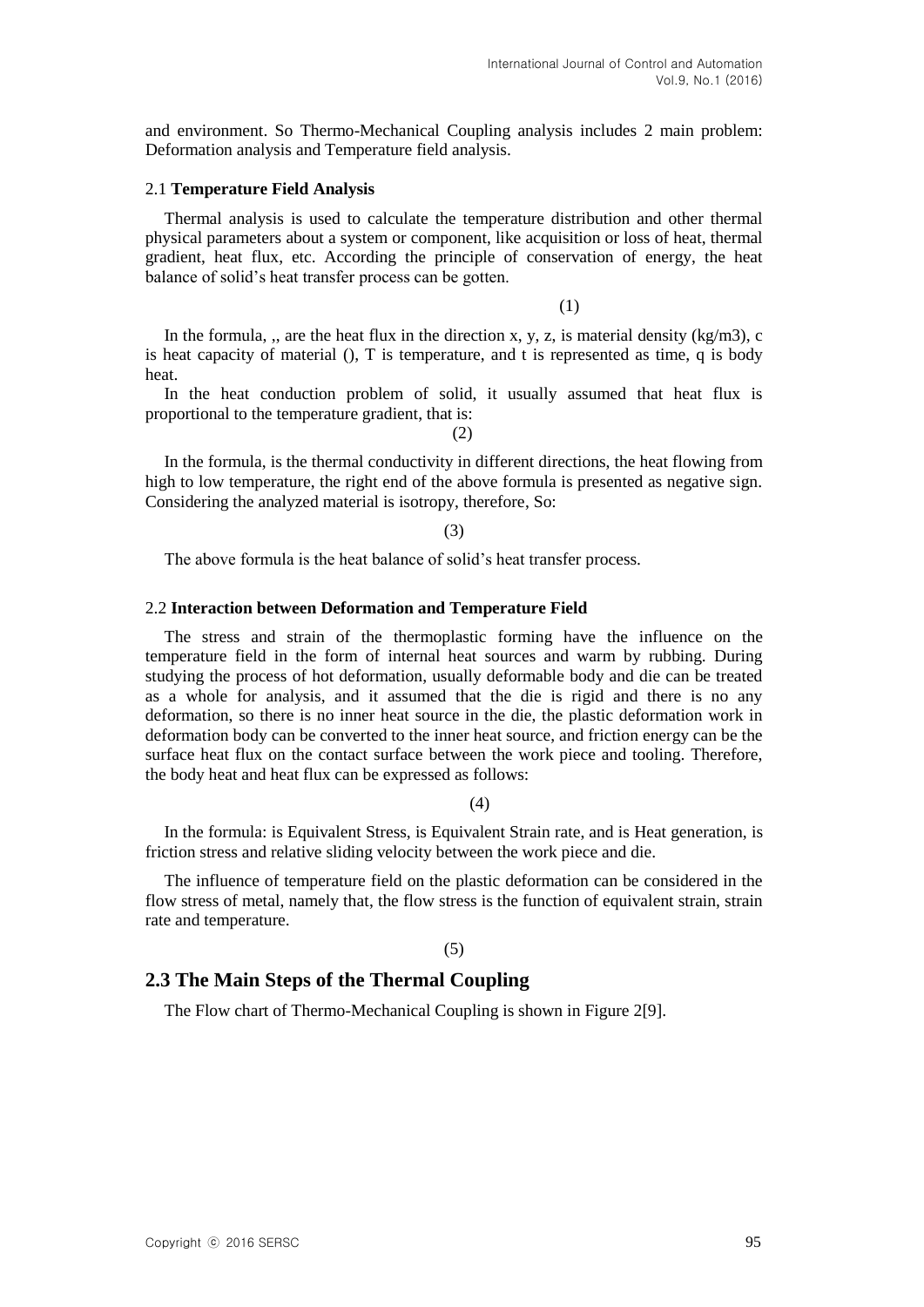and environment. So Thermo-Mechanical Coupling analysis includes 2 main problem: Deformation analysis and Temperature field analysis.

### 2.1 **Temperature Field Analysis**

Thermal analysis is used to calculate the temperature distribution and other thermal physical parameters about a system or component, like acquisition or loss of heat, thermal gradient, heat flux, etc. According the principle of conservation of energy, the heat balance of solid's heat transfer process can be gotten.

(1)

In the formula, ,, are the heat flux in the direction x, y, z, is material density (kg/m3), c is heat capacity of material (), T is temperature, and t is represented as time, q is body heat.

In the heat conduction problem of solid, it usually assumed that heat flux is proportional to the temperature gradient, that is:

(2)

In the formula, is the thermal conductivity in different directions, the heat flowing from high to low temperature, the right end of the above formula is presented as negative sign. Considering the analyzed material is isotropy, therefore, So:

(3)

The above formula is the heat balance of solid's heat transfer process.

### 2.2 **Interaction between Deformation and Temperature Field**

The stress and strain of the thermoplastic forming have the influence on the temperature field in the form of internal heat sources and warm by rubbing. During studying the process of hot deformation, usually deformable body and die can be treated as a whole for analysis, and it assumed that the die is rigid and there is no any deformation, so there is no inner heat source in the die, the plastic deformation work in deformation body can be converted to the inner heat source, and friction energy can be the surface heat flux on the contact surface between the work piece and tooling. Therefore, the body heat and heat flux can be expressed as follows:

(4)

In the formula: is Equivalent Stress, is Equivalent Strain rate, and is Heat generation, is friction stress and relative sliding velocity between the work piece and die.

The influence of temperature field on the plastic deformation can be considered in the flow stress of metal, namely that, the flow stress is the function of equivalent strain, strain rate and temperature.

(5)

## 2.3 The Main Steps of the Thermal Coupling

The Flow chart of Thermo-Mechanical Coupling is shown in Figure 2[9].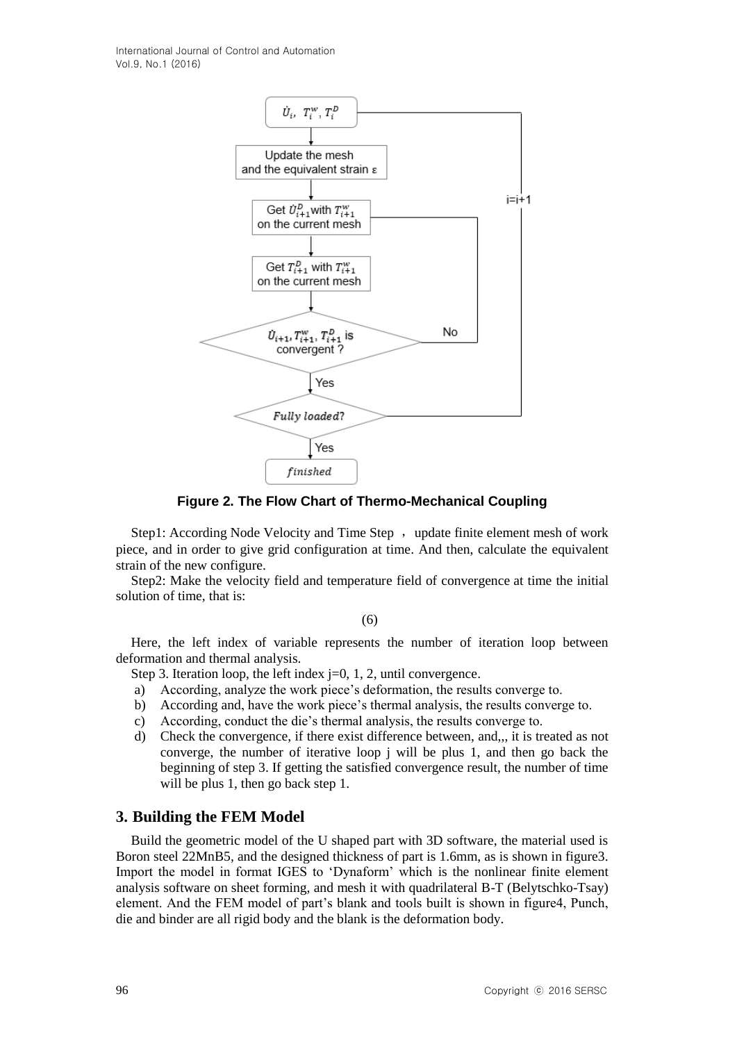**Figure 2. The Flow Chart of Thermo-Mechanical Coupling**

Step1: According Node Velocity and Time Step ，update finite element mesh of work piece, and in order to give grid configuration at time. And then, calculate the equivalent strain of the new configure.

Step2: Make the velocity field and temperature field of convergence at time the initial solution of time, that is:

(6)

Here, the left index of variable represents the number of iteration loop between deformation and thermal analysis.

Step 3. Iteration loop, the left index j=0, 1, 2, until convergence.

a) According, analyze the work piece's deformation, the results converge to.
b) According and, have the work piece's thermal analysis, the results converge to.
c) According, conduct the die's thermal analysis, the results converge to.
d) Check the convergence, if there exist difference between, and,,, it is treated as not converge, the number of iterative loop j will be plus 1, and then go back the beginning of step 3. If getting the satisfied convergence result, the number of time will be plus 1, then go back step 1.

## 3. Building the FEM Model

Build the geometric model of the U shaped part with 3D software, the material used is Boron steel 22MnB5, and the designed thickness of part is 1.6mm, as is shown in figure3. Import the model in format IGES to 'Dynaform' which is the nonlinear finite element analysis software on sheet forming, and mesh it with quadrilateral B-T (Belytschko-Tsay) element. And the FEM model of part's blank and tools built is shown in figure4, Punch, die and binder are all rigid body and the blank is the deformation body.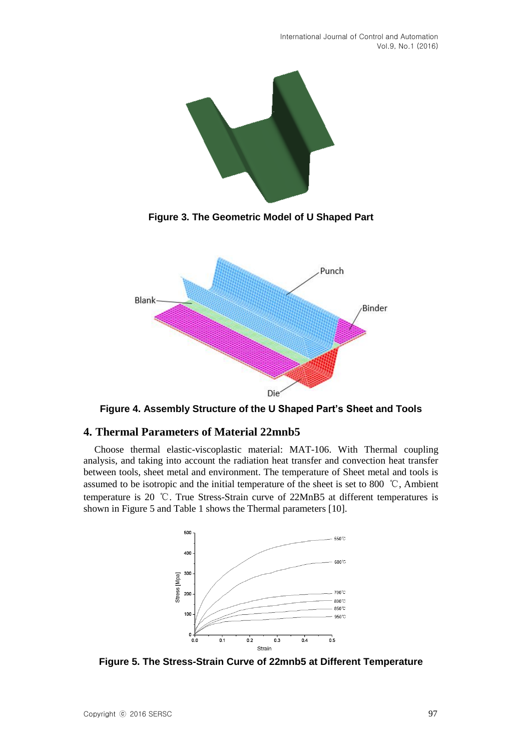Figure 3. The Geometric Model of U Shaped Part

Figure 4. Assembly Structure of the U Shaped Part's Sheet and Tools

## 4. Thermal Parameters of Material 22mnb5

Choose thermal elastic-viscoplastic material: MAT-106. With Thermal coupling analysis, and taking into account the radiation heat transfer and convection heat transfer between tools, sheet metal and environment. The temperature of Sheet metal and tools is assumed to be isotropic and the initial temperature of the sheet is set to 800 ℃, Ambient temperature is 20 ℃. True Stress-Strain curve of 22MnB5 at different temperatures is shown in Figure 5 and Table 1 shows the Thermal parameters [10].

Figure 5. The Stress-Strain Curve of 22mnb5 at Different Temperature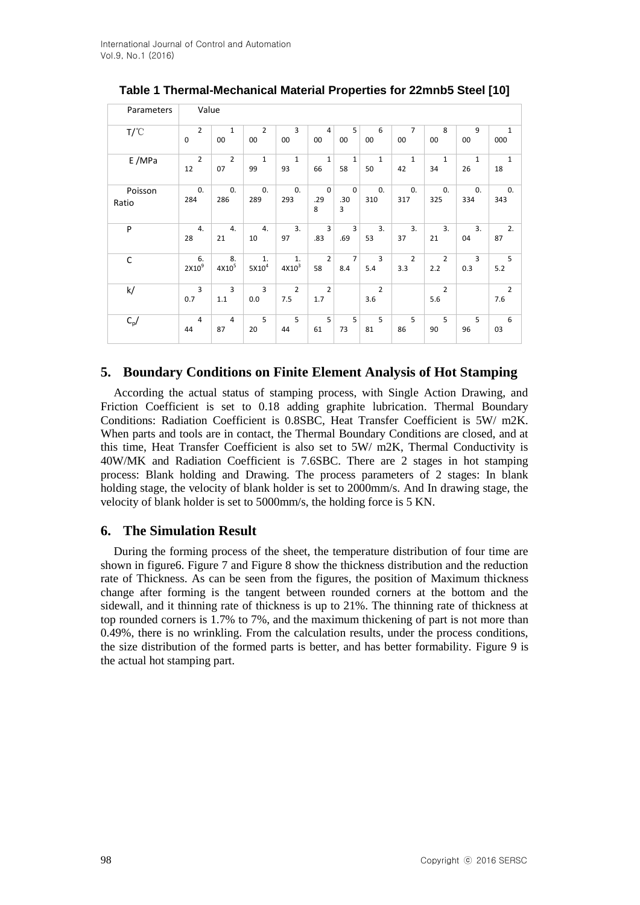**Table 1 Thermal-Mechanical Material Properties for 22mnb5 Steel [10]**

| Parameters | Value | | | | | | | | | | |
|---|---|---|---|---|---|---|---|---|---|---|---|
| T/℃ | 20 | 100 | 200 | 300 | 400 | 500 | 600 | 700 | 800 | 900 | 1000 |
| E /MPa | 212 | 207 | 199 | 193 | 166 | 158 | 150 | 142 | 134 | 126 | 118 |
| Poisson Ratio | 0.284 | 0.286 | 0.289 | 0.293 | 0.298 | 0.303 | 0.310 | 0.317 | 0.325 | 0.334 | 0.343 |
| P | 4.28 | 4.21 | 4.10 | 3.97 | 3.83 | 3.69 | 3.53 | 3.37 | 3.21 | 3.04 | 2.87 |
| C | $6.2\times10^{9}$ | $8.4\times10^{5}$ | $1.5\times10^{4}$ | $1.4\times10^{3}$ | 258 | 78.4 | 35.4 | 23.3 | 22.2 | 30.3 | 55.2 |
| k/ | 30.7 | 31.1 | 30.0 | 27.5 | 21.7 | | 23.6 | | 25.6 | | 27.6 |
| $C_p$/ | 444 | 487 | 520 | 544 | 561 | 573 | 581 | 586 | 590 | 596 | 603 |

## 5. Boundary Conditions on Finite Element Analysis of Hot Stamping

According the actual status of stamping process, with Single Action Drawing, and Friction Coefficient is set to 0.18 adding graphite lubrication. Thermal Boundary Conditions: Radiation Coefficient is 0.8SBC, Heat Transfer Coefficient is 5W/ m2K. When parts and tools are in contact, the Thermal Boundary Conditions are closed, and at this time, Heat Transfer Coefficient is also set to 5W/ m2K, Thermal Conductivity is 40W/MK and Radiation Coefficient is 7.6SBC. There are 2 stages in hot stamping process: Blank holding and Drawing. The process parameters of 2 stages: In blank holding stage, the velocity of blank holder is set to 2000mm/s. And In drawing stage, the velocity of blank holder is set to 5000mm/s, the holding force is 5 KN.

## 6. The Simulation Result

During the forming process of the sheet, the temperature distribution of four time are shown in figure6. Figure 7 and Figure 8 show the thickness distribution and the reduction rate of Thickness. As can be seen from the figures, the position of Maximum thickness change after forming is the tangent between rounded corners at the bottom and the sidewall, and it thinning rate of thickness is up to 21%. The thinning rate of thickness at top rounded corners is 1.7% to 7%, and the maximum thickening of part is not more than 0.49%, there is no wrinkling. From the calculation results, under the process conditions, the size distribution of the formed parts is better, and has better formability. Figure 9 is the actual hot stamping part.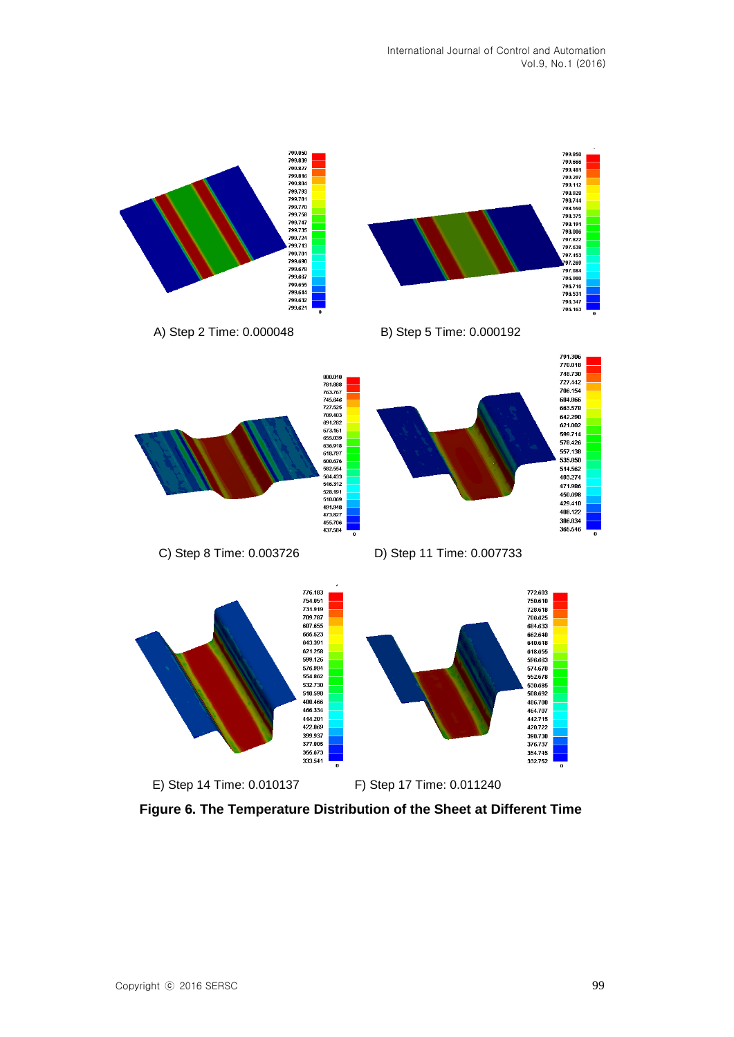A) Step 2 Time: 0.000048

B) Step 5 Time: 0.000192

C) Step 8 Time: 0.003726

D) Step 11 Time: 0.007733

E) Step 14 Time: 0.010137

F) Step 17 Time: 0.011240

**Figure 6. The Temperature Distribution of the Sheet at Different Time**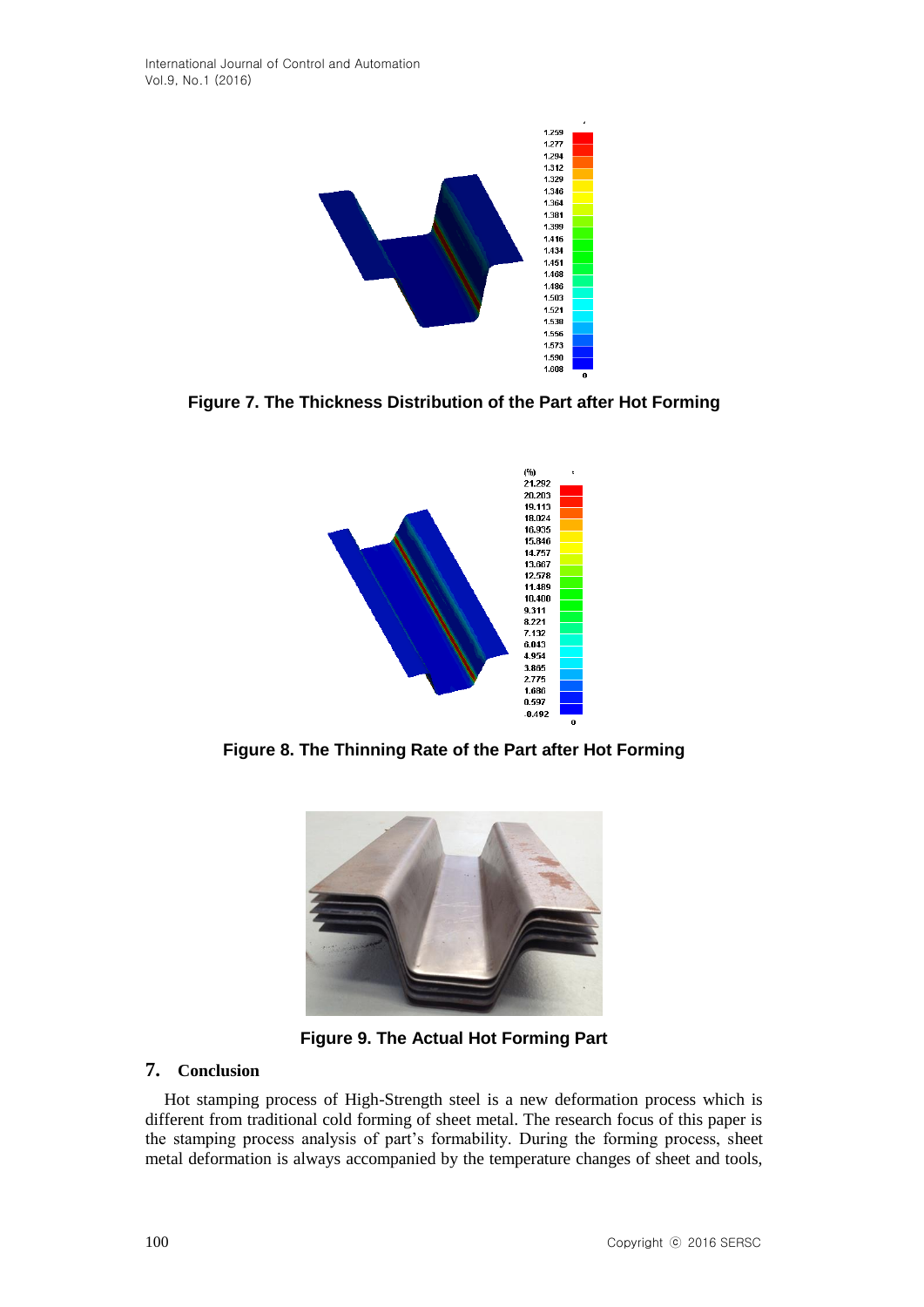Figure 7. The Thickness Distribution of the Part after Hot Forming

Figure 8. The Thinning Rate of the Part after Hot Forming

Figure 9. The Actual Hot Forming Part

## 7. Conclusion

Hot stamping process of High-Strength steel is a new deformation process which is different from traditional cold forming of sheet metal. The research focus of this paper is the stamping process analysis of part's formability. During the forming process, sheet metal deformation is always accompanied by the temperature changes of sheet and tools,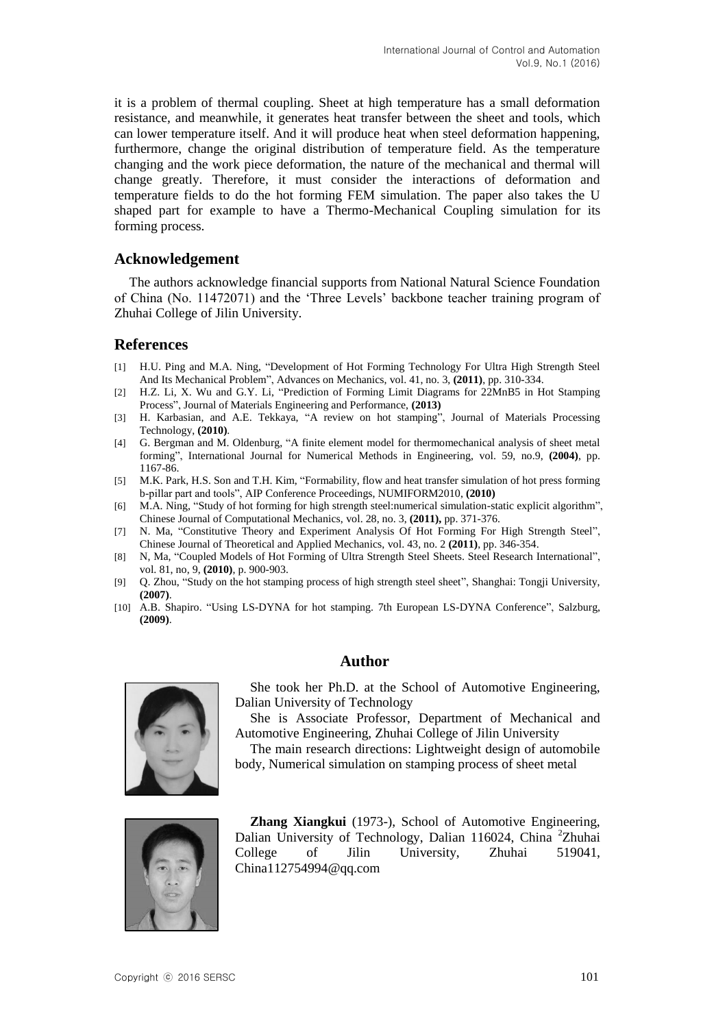it is a problem of thermal coupling. Sheet at high temperature has a small deformation resistance, and meanwhile, it generates heat transfer between the sheet and tools, which can lower temperature itself. And it will produce heat when steel deformation happening, furthermore, change the original distribution of temperature field. As the temperature changing and the work piece deformation, the nature of the mechanical and thermal will change greatly. Therefore, it must consider the interactions of deformation and temperature fields to do the hot forming FEM simulation. The paper also takes the U shaped part for example to have a Thermo-Mechanical Coupling simulation for its forming process.

## Acknowledgement

The authors acknowledge financial supports from National Natural Science Foundation of China (No. 11472071) and the 'Three Levels' backbone teacher training program of Zhuhai College of Jilin University.

## References

[1] H.U. Ping and M.A. Ning, "Development of Hot Forming Technology For Ultra High Strength Steel And Its Mechanical Problem", Advances on Mechanics, vol. 41, no. 3, **(2011)**, pp. 310-334.

[2] H.Z. Li, X. Wu and G.Y. Li, "Prediction of Forming Limit Diagrams for 22MnB5 in Hot Stamping Process", Journal of Materials Engineering and Performance, **(2013)**

[3] H. Karbasian, and A.E. Tekkaya, "A review on hot stamping", Journal of Materials Processing Technology, **(2010)**.

[4] G. Bergman and M. Oldenburg, "A finite element model for thermomechanical analysis of sheet metal forming", International Journal for Numerical Methods in Engineering, vol. 59, no.9, **(2004)**, pp. 1167-86.

[5] M.K. Park, H.S. Son and T.H. Kim, "Formability, flow and heat transfer simulation of hot press forming b-pillar part and tools", AIP Conference Proceedings, NUMIFORM2010, **(2010)**

[6] M.A. Ning, "Study of hot forming for high strength steel:numerical simulation-static explicit algorithm", Chinese Journal of Computational Mechanics, vol. 28, no. 3, **(2011),** pp. 371-376.

[7] N. Ma, "Constitutive Theory and Experiment Analysis Of Hot Forming For High Strength Steel", Chinese Journal of Theoretical and Applied Mechanics, vol. 43, no. 2 **(2011)**, pp. 346-354.

[8] N, Ma, "Coupled Models of Hot Forming of Ultra Strength Steel Sheets. Steel Research International", vol. 81, no, 9, **(2010)**, p. 900-903.

[9] Q. Zhou, "Study on the hot stamping process of high strength steel sheet", Shanghai: Tongji University, **(2007)**.

[10] A.B. Shapiro. "Using LS-DYNA for hot stamping. 7th European LS-DYNA Conference", Salzburg, **(2009)**.

## Author

She took her Ph.D. at the School of Automotive Engineering, Dalian University of Technology

She is Associate Professor, Department of Mechanical and Automotive Engineering, Zhuhai College of Jilin University

The main research directions: Lightweight design of automobile body, Numerical simulation on stamping process of sheet metal

**Zhang Xiangkui** (1973-), School of Automotive Engineering, Dalian University of Technology, Dalian 116024, China [2]Zhuhai College of Jilin University, Zhuhai 519041, China112754994@qq.com